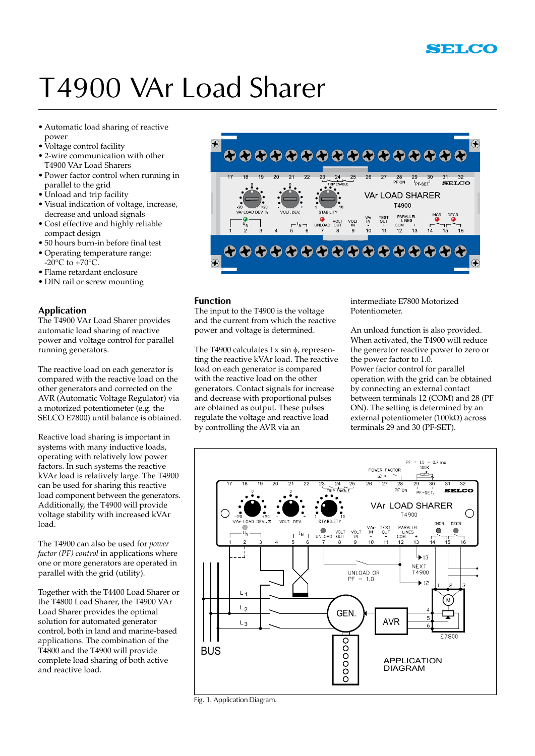# T4900 VAr Load Sharer

- Automatic load sharing of reactive power
- Voltage control facility
- 2-wire communication with other T4900 VAr Load Sharers
- Power factor control when running in parallel to the grid
- Unload and trip facility
- Visual indication of voltage, increase, decrease and unload signals
- Cost effective and highly reliable compact design
- 50 hours burn-in before final test
- Operating temperature range: -20°C to +70°C.
- Flame retardant enclosure
- DIN rail or screw mounting

## Application

The T4900 VAr Load Sharer provides automatic load sharing of reactive power and voltage control for parallel running generators.

The reactive load on each generator is compared with the reactive load on the other generators and corrected on the AVR (Automatic Voltage Regulator) via a motorized potentiometer (e.g. the SELCO E7800) until balance is obtained.

Reactive load sharing is important in systems with many inductive loads, operating with relatively low power factors. In such systems the reactive kVAr load is relatively large. The T4900 can be used for sharing this reactive load component between the generators. Additionally, the T4900 will provide voltage stability with increased kVAr load.

The T4900 can also be used for *power factor (PF) control* in applications where one or more generators are operated in parallel with the grid (utility).

Together with the T4400 Load Sharer or the T4800 Load Sharer, the T4900 VAr Load Sharer provides the optimal solution for automated generator control, both in land and marine-based applications. The combination of the T4800 and the T4900 will provide complete load sharing of both active and reactive load.

## Function

The input to the T4900 is the voltage and the current from which the reactive power and voltage is determined.

The T4900 calculates I x sin $\phi$, representing the reactive kVAr load. The reactive load on each generator is compared with the reactive load on the other generators. Contact signals for increase and decrease with proportional pulses are obtained as output. These pulses regulate the voltage and reactive load by controlling the AVR via an intermediate E7800 Motorized Potentiometer.

An unload function is also provided. When activated, the T4900 will reduce the generator reactive power to zero or the power factor to 1.0.

Power factor control for parallel operation with the grid can be obtained by connecting an external contact between terminals 12 (COM) and 28 (PF ON). The setting is determined by an external potentiometer (100kΩ) across terminals 29 and 30 (PF-SET).

Fig. 1. Application Diagram.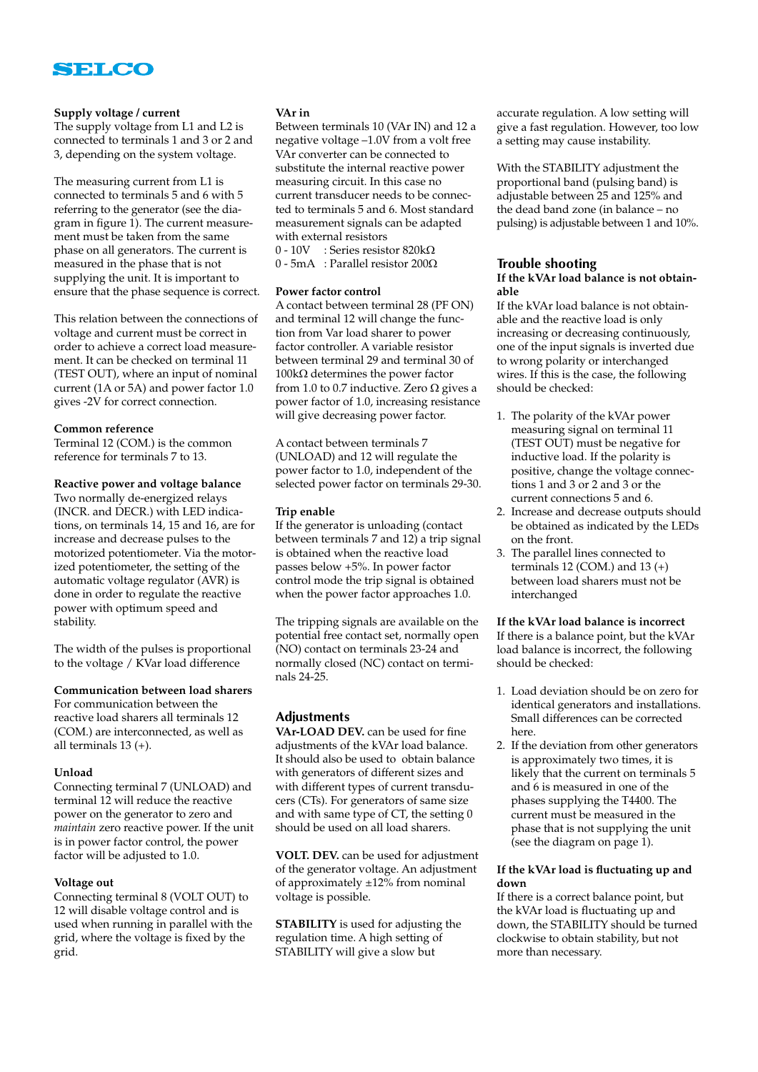**Supply voltage / current**
The supply voltage from L1 and L2 is connected to terminals 1 and 3 or 2 and 3, depending on the system voltage.

The measuring current from L1 is connected to terminals 5 and 6 with 5 referring to the generator (see the diagram in figure 1). The current measurement must be taken from the same phase on all generators. The current is measured in the phase that is not supplying the unit. It is important to ensure that the phase sequence is correct.

This relation between the connections of voltage and current must be correct in order to achieve a correct load measurement. It can be checked on terminal 11 (TEST OUT), where an input of nominal current (1A or 5A) and power factor 1.0 gives -2V for correct connection.

**Common reference**
Terminal 12 (COM.) is the common reference for terminals 7 to 13.

**Reactive power and voltage balance**
Two normally de-energized relays (INCR. and DECR.) with LED indications, on terminals 14, 15 and 16, are for increase and decrease pulses to the motorized potentiometer. Via the motorized potentiometer, the setting of the automatic voltage regulator (AVR) is done in order to regulate the reactive power with optimum speed and stability.

The width of the pulses is proportional to the voltage / KVar load difference

**Communication between load sharers**
For communication between the reactive load sharers all terminals 12 (COM.) are interconnected, as well as all terminals 13 (+).

**Unload**
Connecting terminal 7 (UNLOAD) and terminal 12 will reduce the reactive power on the generator to zero and *maintain* zero reactive power. If the unit is in power factor control, the power factor will be adjusted to 1.0.

**Voltage out**
Connecting terminal 8 (VOLT OUT) to 12 will disable voltage control and is used when running in parallel with the grid, where the voltage is fixed by the grid.

**VAr in**
Between terminals 10 (VAr IN) and 12 a negative voltage –1.0V from a volt free VAr converter can be connected to substitute the internal reactive power measuring circuit. In this case no current transducer needs to be connected to terminals 5 and 6. Most standard measurement signals can be adapted with external resistors
0 - 10V : Series resistor 820kΩ
0 - 5mA : Parallel resistor 200Ω

**Power factor control**
A contact between terminal 28 (PF ON) and terminal 12 will change the function from Var load sharer to power factor controller. A variable resistor between terminal 29 and terminal 30 of 100kΩ determines the power factor from 1.0 to 0.7 inductive. Zero Ω gives a power factor of 1.0, increasing resistance will give decreasing power factor.

A contact between terminals 7 (UNLOAD) and 12 will regulate the power factor to 1.0, independent of the selected power factor on terminals 29-30.

**Trip enable**
If the generator is unloading (contact between terminals 7 and 12) a trip signal is obtained when the reactive load passes below +5%. In power factor control mode the trip signal is obtained when the power factor approaches 1.0.

The tripping signals are available on the potential free contact set, normally open (NO) contact on terminals 23-24 and normally closed (NC) contact on terminals 24-25.

## Adjustments

**VAr-LOAD DEV.** can be used for fine adjustments of the kVAr load balance. It should also be used to obtain balance with generators of different sizes and with different types of current transducers (CTs). For generators of same size and with same type of CT, the setting 0 should be used on all load sharers.

**VOLT. DEV.** can be used for adjustment of the generator voltage. An adjustment of approximately ±12% from nominal voltage is possible.

**STABILITY** is used for adjusting the regulation time. A high setting of STABILITY will give a slow but accurate regulation. A low setting will give a fast regulation. However, too low a setting may cause instability.

With the STABILITY adjustment the proportional band (pulsing band) is adjustable between 25 and 125% and the dead band zone (in balance – no pulsing) is adjustable between 1 and 10%.

## Trouble shooting

**If the kVAr load balance is not obtainable**
If the kVAr load balance is not obtainable and the reactive load is only increasing or decreasing continuously, one of the input signals is inverted due to wrong polarity or interchanged wires. If this is the case, the following should be checked:

1. The polarity of the kVAr power measuring signal on terminal 11 (TEST OUT) must be negative for inductive load. If the polarity is positive, change the voltage connections 1 and 3 or 2 and 3 or the current connections 5 and 6.
2. Increase and decrease outputs should be obtained as indicated by the LEDs on the front.
3. The parallel lines connected to terminals 12 (COM.) and 13 (+) between load sharers must not be interchanged

**If the kVAr load balance is incorrect**
If there is a balance point, but the kVAr load balance is incorrect, the following should be checked:

1. Load deviation should be on zero for identical generators and installations. Small differences can be corrected here.
2. If the deviation from other generators is approximately two times, it is likely that the current on terminals 5 and 6 is measured in one of the phases supplying the T4400. The current must be measured in the phase that is not supplying the unit (see the diagram on page 1).

**If the kVAr load is fluctuating up and down**
If there is a correct balance point, but the kVAr load is fluctuating up and down, the STABILITY should be turned clockwise to obtain stability, but not more than necessary.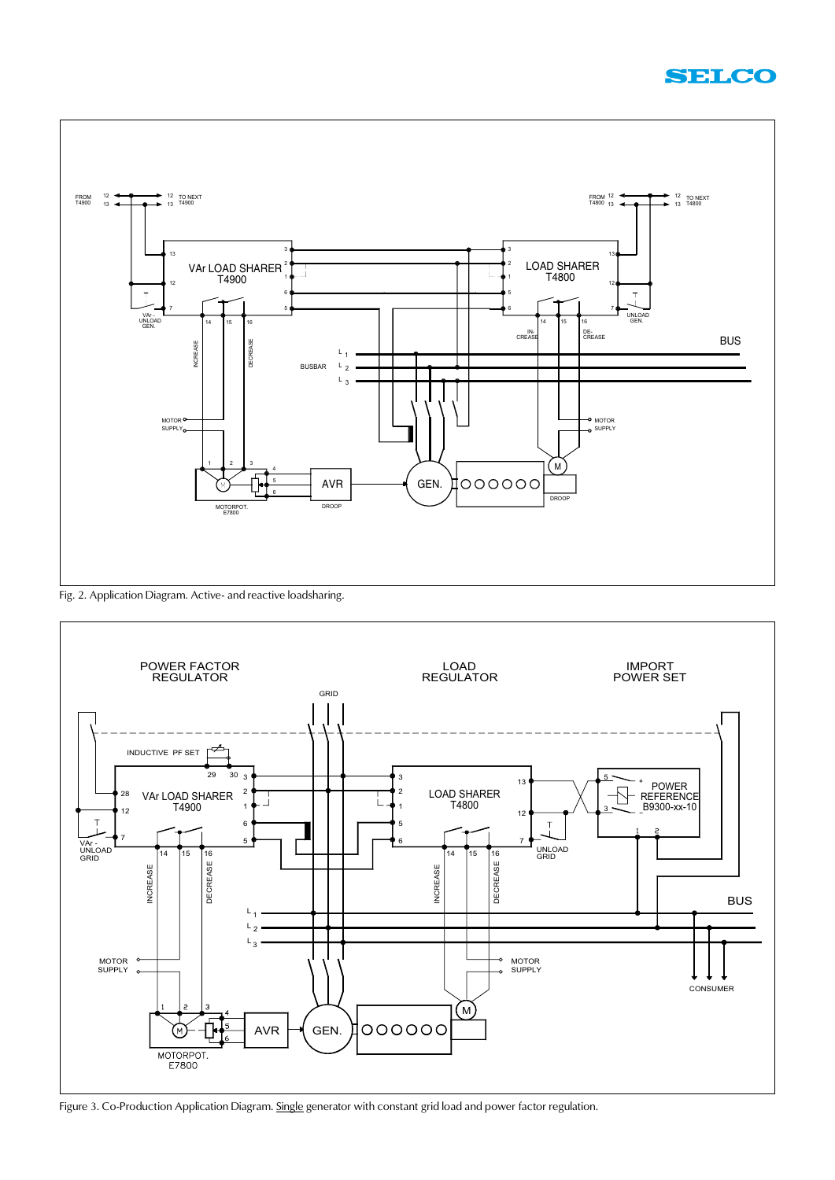Fig. 2. Application Diagram. Active- and reactive loadsharing.

Figure 3. Co-Production Application Diagram. Single generator with constant grid load and power factor regulation.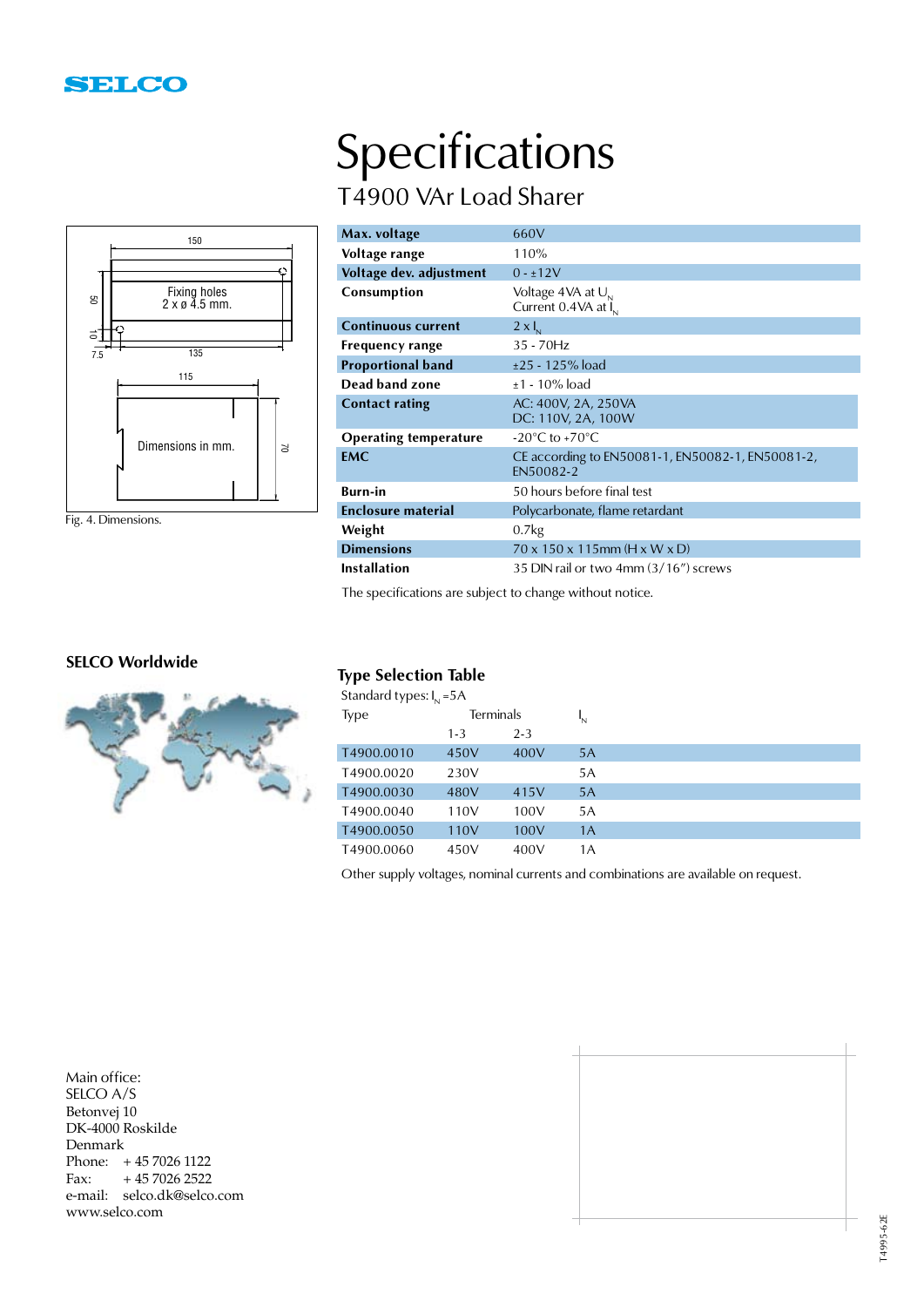SELCO

# Specifications

## T4900 VAr Load Sharer

150

Fixing holes
2 x ø 4.5 mm.

50

10

7.5

135

115

Dimensions in mm.

70

Fig. 4. Dimensions.

| | |
|---|---|
| **Max. voltage** | 660V |
| **Voltage range** | 110% |
| **Voltage dev. adjustment** | 0 - ±12V |
| **Consumption** | Voltage 4VA at $U_N$<br>Current 0.4VA at $I_N$ |
| **Continuous current** | 2 x $I_N$ |
| **Frequency range** | 35 - 70Hz |
| **Proportional band** | ±25 - 125% load |
| **Dead band zone** | ±1 - 10% load |
| **Contact rating** | AC: 400V, 2A, 250VA<br>DC: 110V, 2A, 100W |
| **Operating temperature** | -20°C to +70°C |
| **EMC** | CE according to EN50081-1, EN50082-1, EN50081-2, EN50082-2 |
| **Burn-in** | 50 hours before final test |
| **Enclosure material** | Polycarbonate, flame retardant |
| **Weight** | 0.7kg |
| **Dimensions** | 70 x 150 x 115mm (H x W x D) |
| **Installation** | 35 DIN rail or two 4mm (3/16") screws |

The specifications are subject to change without notice.

### SELCO Worldwide

### Type Selection Table

Standard types: $I_N$ =5A

| Type | Terminals 1-3 | Terminals 2-3 | $I_N$ |
|---|---|---|---|
| T4900.0010 | 450V | 400V | 5A |
| T4900.0020 | 230V | | 5A |
| T4900.0030 | 480V | 415V | 5A |
| T4900.0040 | 110V | 100V | 5A |
| T4900.0050 | 110V | 100V | 1A |
| T4900.0060 | 450V | 400V | 1A |

Other supply voltages, nominal currents and combinations are available on request.

Main office:
SELCO A/S
Betonvej 10
DK-4000 Roskilde
Denmark
Phone: + 45 7026 1122
Fax: + 45 7026 2522
e-mail: selco.dk@selco.com
www.selco.com

T4995-62E